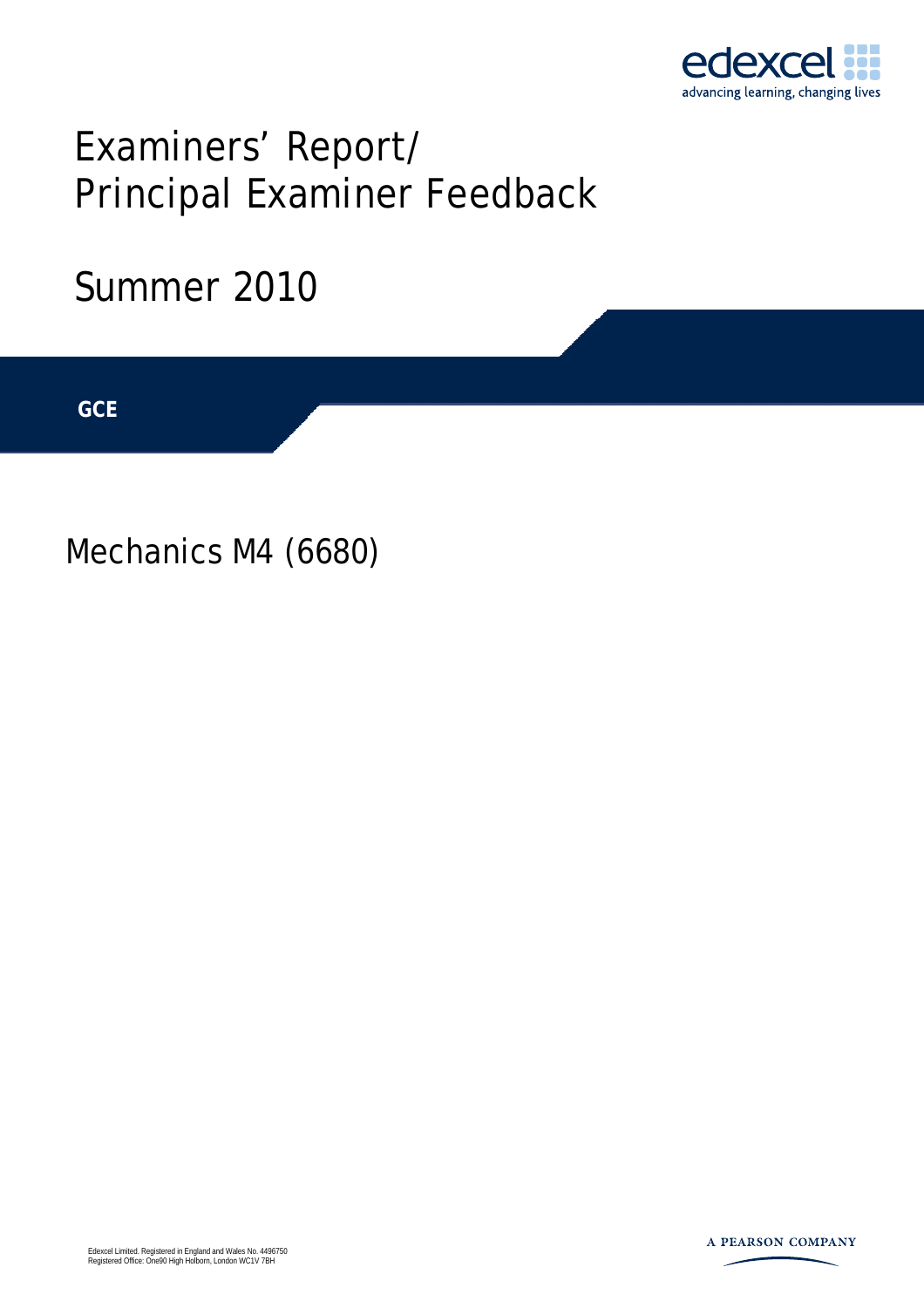edexcel

advancing learning, changing lives

# Examiners' Report/ Principal Examiner Feedback

## Summer 2010

**GCE**

## Mechanics M4 (6680)

Edexcel Limited. Registered in England and Wales No. 4496750
Registered Office: One90 High Holborn, London WC1V 7BH

A PEARSON COMPANY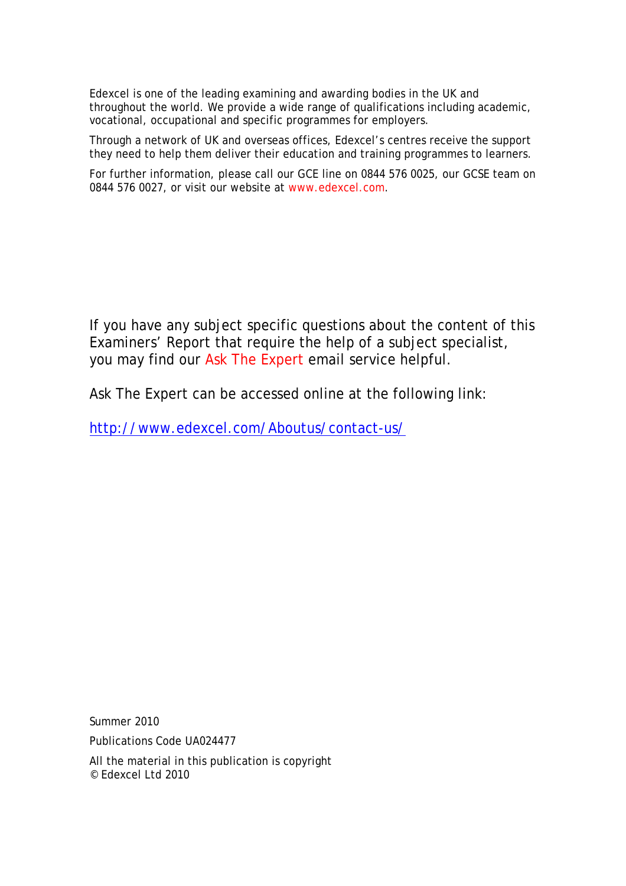Edexcel is one of the leading examining and awarding bodies in the UK and throughout the world. We provide a wide range of qualifications including academic, vocational, occupational and specific programmes for employers.

Through a network of UK and overseas offices, Edexcel's centres receive the support they need to help them deliver their education and training programmes to learners.

For further information, please call our GCE line on 0844 576 0025, our GCSE team on 0844 576 0027, or visit our website at www.edexcel.com.

If you have any subject specific questions about the content of this Examiners' Report that require the help of a subject specialist, you may find our Ask The Expert email service helpful.

Ask The Expert can be accessed online at the following link:

http://www.edexcel.com/Aboutus/contact-us/

Summer 2010

Publications Code UA024477

All the material in this publication is copyright
© Edexcel Ltd 2010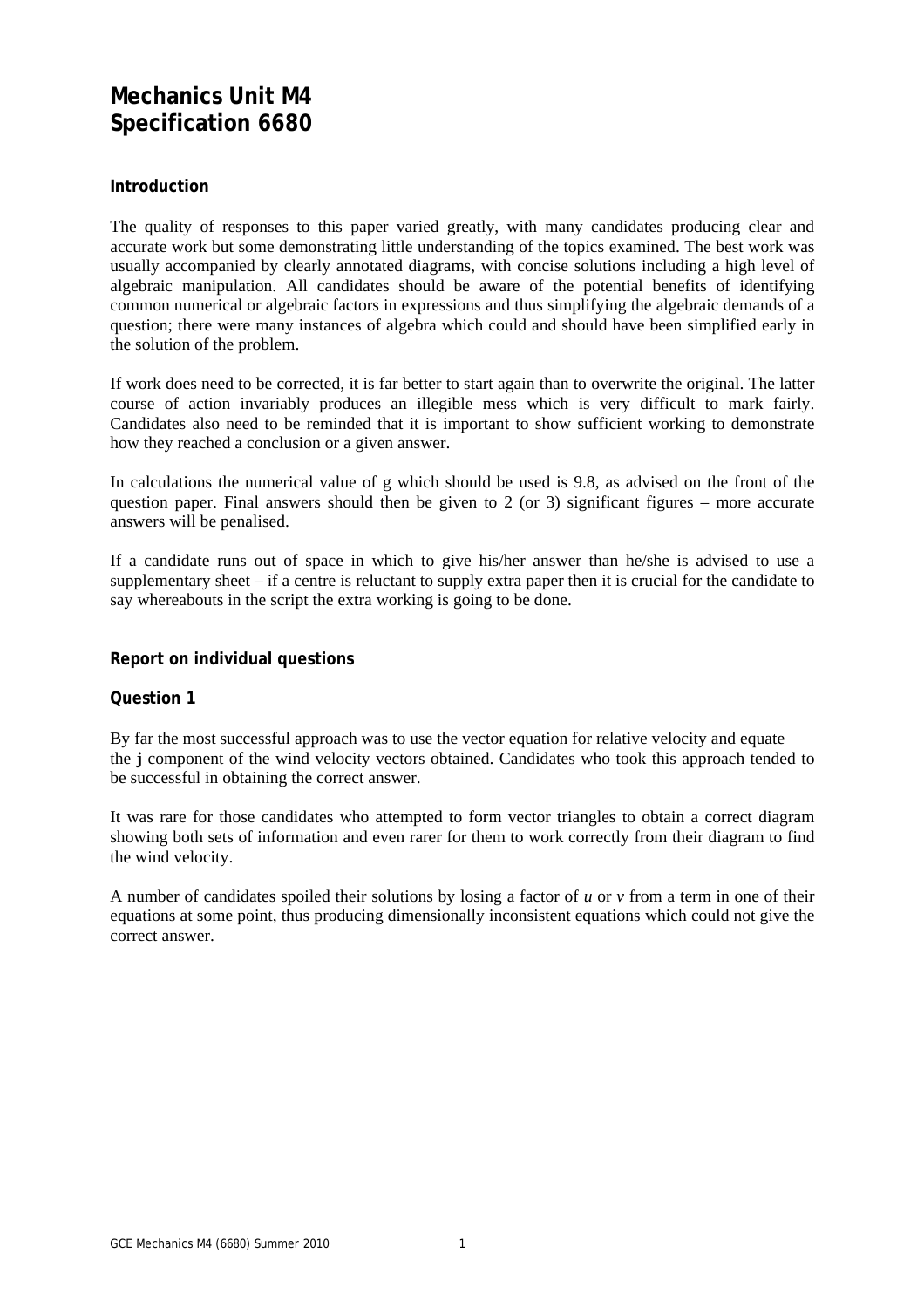# Mechanics Unit M4
# Specification 6680

### Introduction

The quality of responses to this paper varied greatly, with many candidates producing clear and accurate work but some demonstrating little understanding of the topics examined. The best work was usually accompanied by clearly annotated diagrams, with concise solutions including a high level of algebraic manipulation. All candidates should be aware of the potential benefits of identifying common numerical or algebraic factors in expressions and thus simplifying the algebraic demands of a question; there were many instances of algebra which could and should have been simplified early in the solution of the problem.

If work does need to be corrected, it is far better to start again than to overwrite the original. The latter course of action invariably produces an illegible mess which is very difficult to mark fairly. Candidates also need to be reminded that it is important to show sufficient working to demonstrate how they reached a conclusion or a given answer.

In calculations the numerical value of g which should be used is 9.8, as advised on the front of the question paper. Final answers should then be given to 2 (or 3) significant figures – more accurate answers will be penalised.

If a candidate runs out of space in which to give his/her answer than he/she is advised to use a supplementary sheet – if a centre is reluctant to supply extra paper then it is crucial for the candidate to say whereabouts in the script the extra working is going to be done.

### Report on individual questions

### Question 1

By far the most successful approach was to use the vector equation for relative velocity and equate the **j** component of the wind velocity vectors obtained. Candidates who took this approach tended to be successful in obtaining the correct answer.

It was rare for those candidates who attempted to form vector triangles to obtain a correct diagram showing both sets of information and even rarer for them to work correctly from their diagram to find the wind velocity.

A number of candidates spoiled their solutions by losing a factor of $u$ or $v$ from a term in one of their equations at some point, thus producing dimensionally inconsistent equations which could not give the correct answer.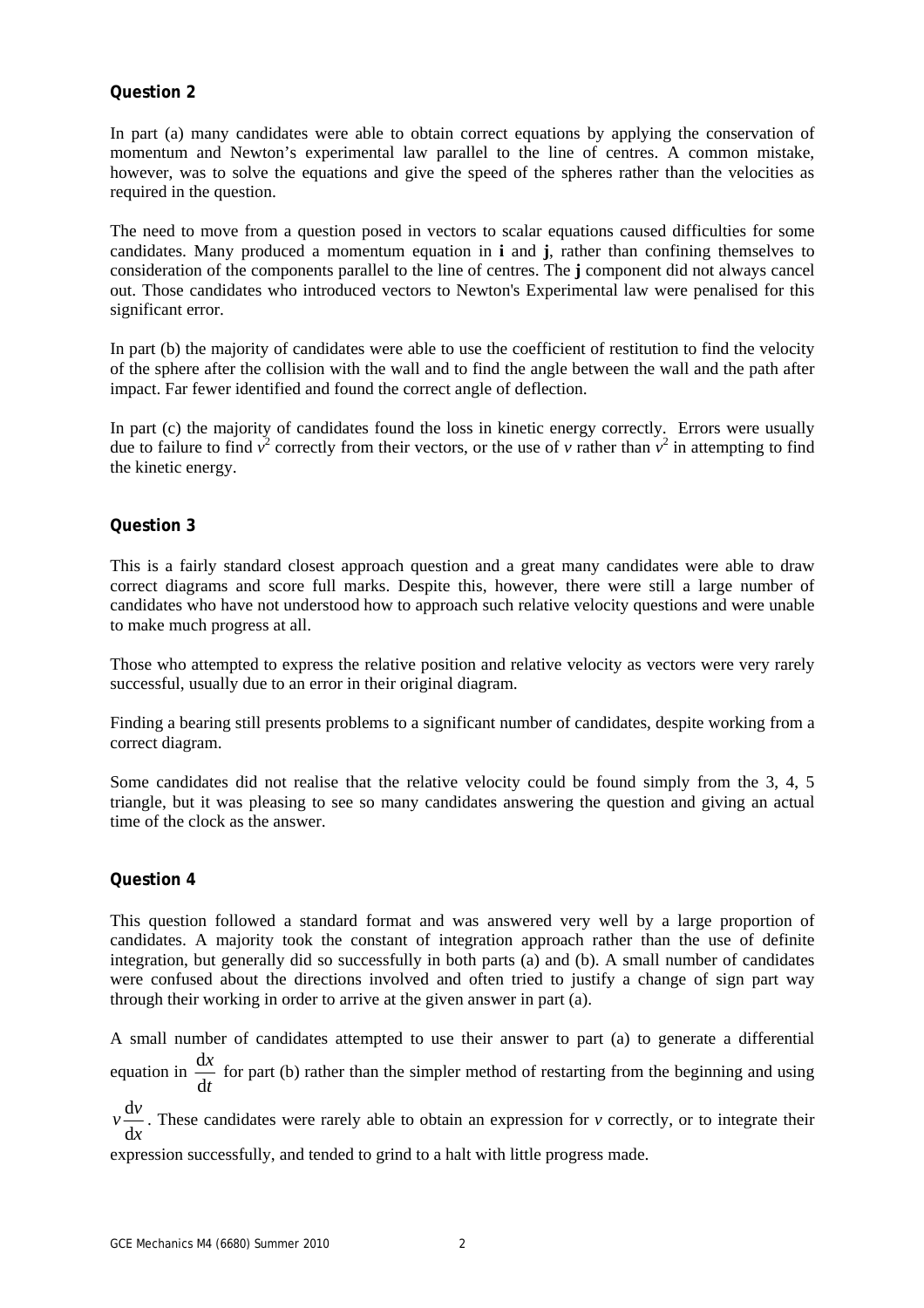**Question 2**

In part (a) many candidates were able to obtain correct equations by applying the conservation of momentum and Newton's experimental law parallel to the line of centres. A common mistake, however, was to solve the equations and give the speed of the spheres rather than the velocities as required in the question.

The need to move from a question posed in vectors to scalar equations caused difficulties for some candidates. Many produced a momentum equation in **i** and **j**, rather than confining themselves to consideration of the components parallel to the line of centres. The **j** component did not always cancel out. Those candidates who introduced vectors to Newton's Experimental law were penalised for this significant error.

In part (b) the majority of candidates were able to use the coefficient of restitution to find the velocity of the sphere after the collision with the wall and to find the angle between the wall and the path after impact. Far fewer identified and found the correct angle of deflection.

In part (c) the majority of candidates found the loss in kinetic energy correctly. Errors were usually due to failure to find $v^2$ correctly from their vectors, or the use of $v$ rather than $v^2$ in attempting to find the kinetic energy.

**Question 3**

This is a fairly standard closest approach question and a great many candidates were able to draw correct diagrams and score full marks. Despite this, however, there were still a large number of candidates who have not understood how to approach such relative velocity questions and were unable to make much progress at all.

Those who attempted to express the relative position and relative velocity as vectors were very rarely successful, usually due to an error in their original diagram.

Finding a bearing still presents problems to a significant number of candidates, despite working from a correct diagram.

Some candidates did not realise that the relative velocity could be found simply from the 3, 4, 5 triangle, but it was pleasing to see so many candidates answering the question and giving an actual time of the clock as the answer.

**Question 4**

This question followed a standard format and was answered very well by a large proportion of candidates. A majority took the constant of integration approach rather than the use of definite integration, but generally did so successfully in both parts (a) and (b). A small number of candidates were confused about the directions involved and often tried to justify a change of sign part way through their working in order to arrive at the given answer in part (a).

A small number of candidates attempted to use their answer to part (a) to generate a differential equation in $\frac{dx}{dt}$ for part (b) rather than the simpler method of restarting from the beginning and using $v\frac{dv}{dx}$. These candidates were rarely able to obtain an expression for $v$ correctly, or to integrate their expression successfully, and tended to grind to a halt with little progress made.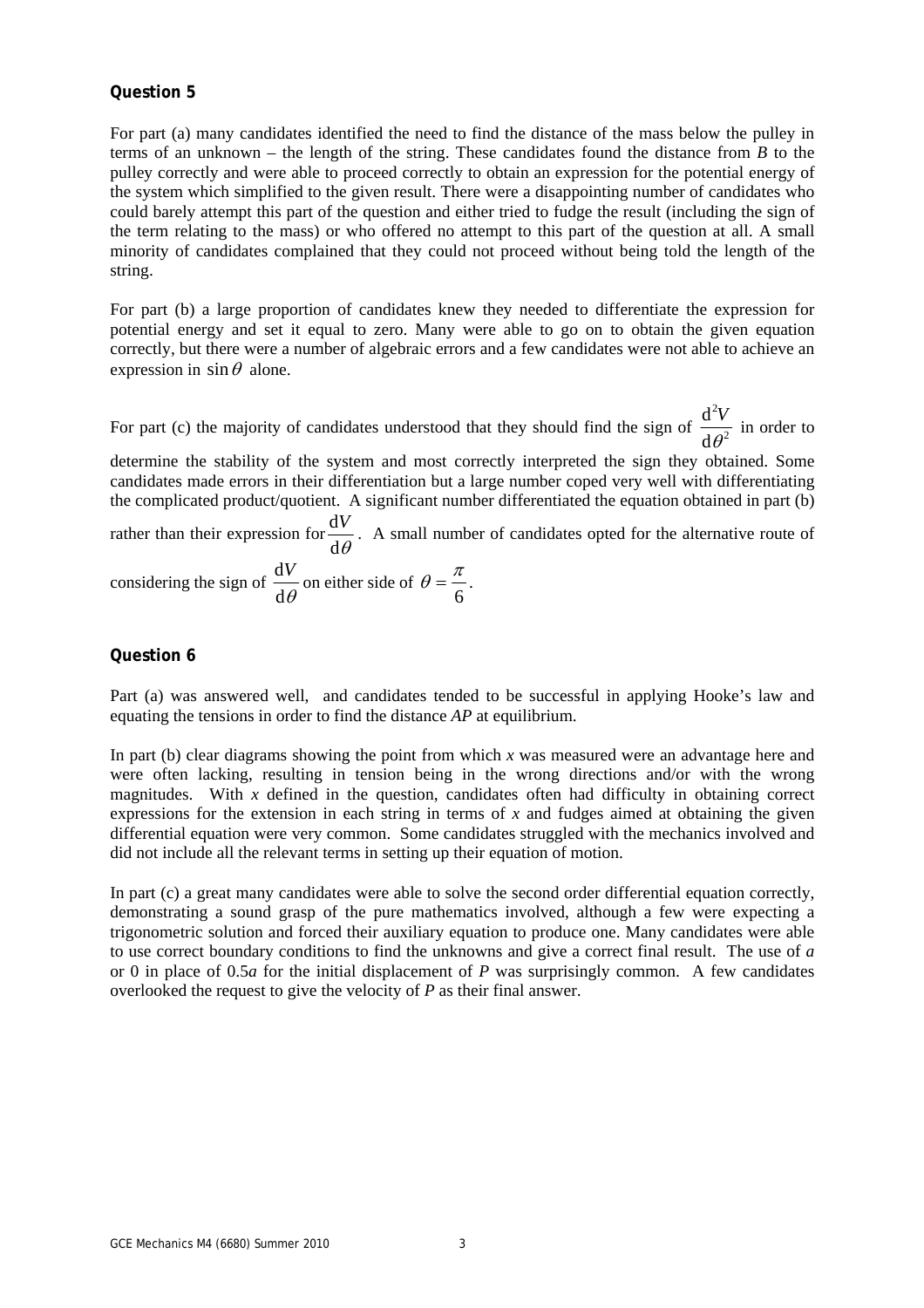## Question 5

For part (a) many candidates identified the need to find the distance of the mass below the pulley in terms of an unknown – the length of the string. These candidates found the distance from *B* to the pulley correctly and were able to proceed correctly to obtain an expression for the potential energy of the system which simplified to the given result. There were a disappointing number of candidates who could barely attempt this part of the question and either tried to fudge the result (including the sign of the term relating to the mass) or who offered no attempt to this part of the question at all. A small minority of candidates complained that they could not proceed without being told the length of the string.

For part (b) a large proportion of candidates knew they needed to differentiate the expression for potential energy and set it equal to zero. Many were able to go on to obtain the given equation correctly, but there were a number of algebraic errors and a few candidates were not able to achieve an expression in $\sin\theta$ alone.

For part (c) the majority of candidates understood that they should find the sign of $\frac{\mathrm{d}^2V}{\mathrm{d}\theta^2}$ in order to determine the stability of the system and most correctly interpreted the sign they obtained. Some candidates made errors in their differentiation but a large number coped very well with differentiating the complicated product/quotient. A significant number differentiated the equation obtained in part (b) rather than their expression for $\frac{\mathrm{d}V}{\mathrm{d}\theta}$. A small number of candidates opted for the alternative route of considering the sign of $\frac{\mathrm{d}V}{\mathrm{d}\theta}$ on either side of $\theta = \frac{\pi}{6}$.

## Question 6

Part (a) was answered well, and candidates tended to be successful in applying Hooke's law and equating the tensions in order to find the distance *AP* at equilibrium.

In part (b) clear diagrams showing the point from which *x* was measured were an advantage here and were often lacking, resulting in tension being in the wrong directions and/or with the wrong magnitudes. With *x* defined in the question, candidates often had difficulty in obtaining correct expressions for the extension in each string in terms of *x* and fudges aimed at obtaining the given differential equation were very common. Some candidates struggled with the mechanics involved and did not include all the relevant terms in setting up their equation of motion.

In part (c) a great many candidates were able to solve the second order differential equation correctly, demonstrating a sound grasp of the pure mathematics involved, although a few were expecting a trigonometric solution and forced their auxiliary equation to produce one. Many candidates were able to use correct boundary conditions to find the unknowns and give a correct final result. The use of *a* or 0 in place of 0.5*a* for the initial displacement of *P* was surprisingly common. A few candidates overlooked the request to give the velocity of *P* as their final answer.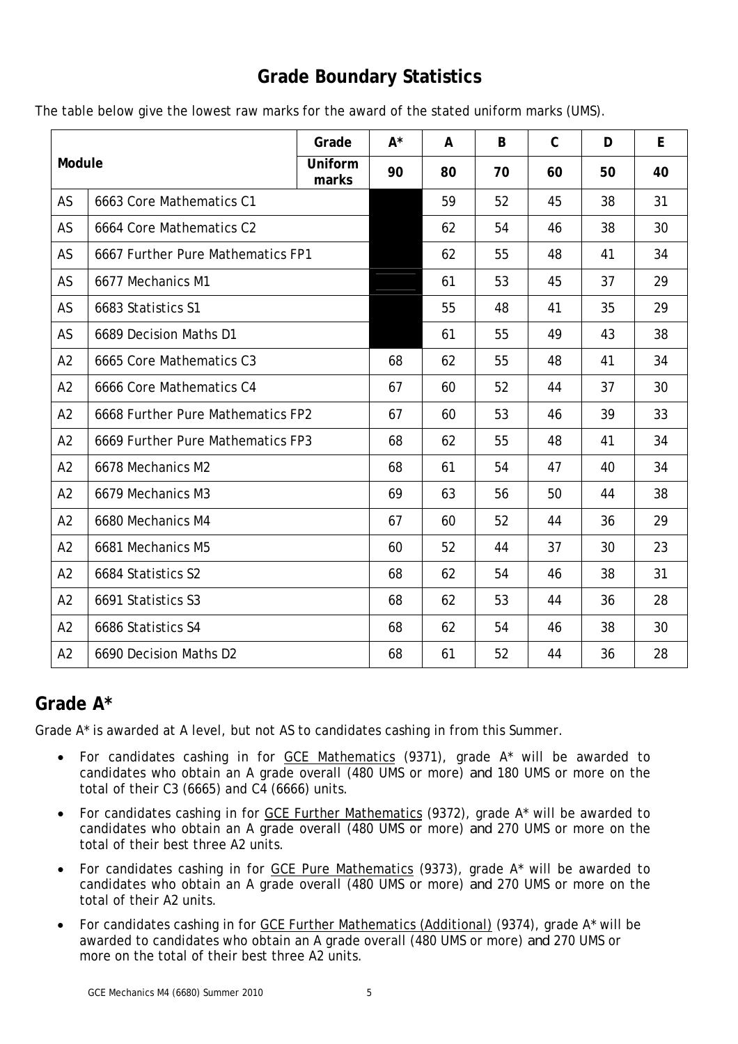# Grade Boundary Statistics

The table below give the lowest raw marks for the award of the stated uniform marks (UMS).

| Module | | Grade | A* | A | B | C | D | E |
|---|---|---|---|---|---|---|---|---|
| | | Uniform marks | 90 | 80 | 70 | 60 | 50 | 40 |
| AS | 6663 Core Mathematics C1 | | | 59 | 52 | 45 | 38 | 31 |
| AS | 6664 Core Mathematics C2 | | | 62 | 54 | 46 | 38 | 30 |
| AS | 6667 Further Pure Mathematics FP1 | | | 62 | 55 | 48 | 41 | 34 |
| AS | 6677 Mechanics M1 | | | 61 | 53 | 45 | 37 | 29 |
| AS | 6683 Statistics S1 | | | 55 | 48 | 41 | 35 | 29 |
| AS | 6689 Decision Maths D1 | | | 61 | 55 | 49 | 43 | 38 |
| A2 | 6665 Core Mathematics C3 | | 68 | 62 | 55 | 48 | 41 | 34 |
| A2 | 6666 Core Mathematics C4 | | 67 | 60 | 52 | 44 | 37 | 30 |
| A2 | 6668 Further Pure Mathematics FP2 | | 67 | 60 | 53 | 46 | 39 | 33 |
| A2 | 6669 Further Pure Mathematics FP3 | | 68 | 62 | 55 | 48 | 41 | 34 |
| A2 | 6678 Mechanics M2 | | 68 | 61 | 54 | 47 | 40 | 34 |
| A2 | 6679 Mechanics M3 | | 69 | 63 | 56 | 50 | 44 | 38 |
| A2 | 6680 Mechanics M4 | | 67 | 60 | 52 | 44 | 36 | 29 |
| A2 | 6681 Mechanics M5 | | 60 | 52 | 44 | 37 | 30 | 23 |
| A2 | 6684 Statistics S2 | | 68 | 62 | 54 | 46 | 38 | 31 |
| A2 | 6691 Statistics S3 | | 68 | 62 | 53 | 44 | 36 | 28 |
| A2 | 6686 Statistics S4 | | 68 | 62 | 54 | 46 | 38 | 30 |
| A2 | 6690 Decision Maths D2 | | 68 | 61 | 52 | 44 | 36 | 28 |

## Grade A*

Grade A* is awarded at A level, but not AS to candidates cashing in from this Summer.

- For candidates cashing in for GCE Mathematics (9371), grade A* will be awarded to candidates who obtain an A grade overall (480 UMS or more) and 180 UMS or more on the total of their C3 (6665) and C4 (6666) units.
- For candidates cashing in for GCE Further Mathematics (9372), grade A* will be awarded to candidates who obtain an A grade overall (480 UMS or more) and 270 UMS or more on the total of their best three A2 units.
- For candidates cashing in for GCE Pure Mathematics (9373), grade A* will be awarded to candidates who obtain an A grade overall (480 UMS or more) and 270 UMS or more on the total of their A2 units.
- For candidates cashing in for GCE Further Mathematics (Additional) (9374), grade A* will be awarded to candidates who obtain an A grade overall (480 UMS or more) and 270 UMS or more on the total of their best three A2 units.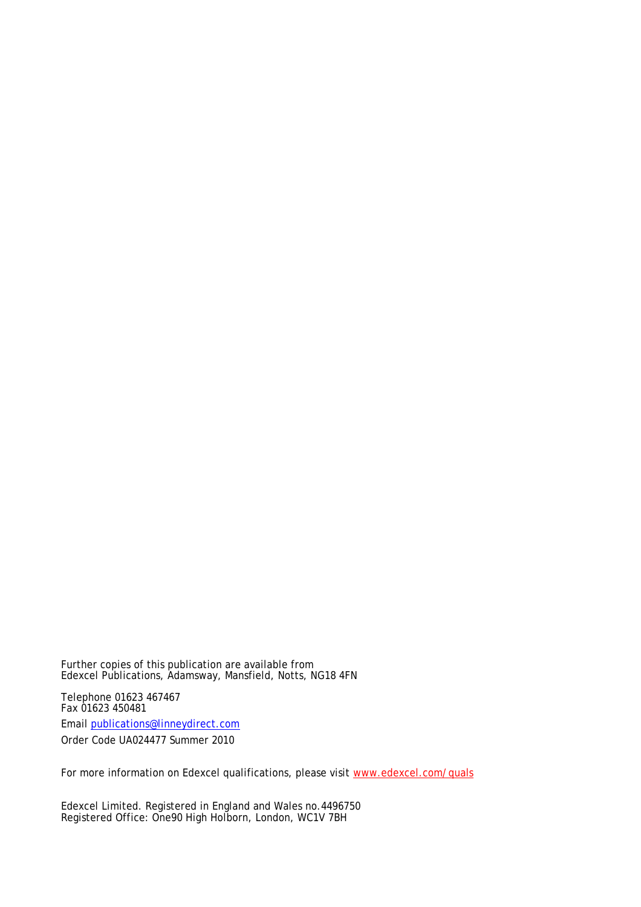Further copies of this publication are available from
Edexcel Publications, Adamsway, Mansfield, Notts, NG18 4FN

Telephone 01623 467467
Fax 01623 450481
Email publications@linneydirect.com
Order Code UA024477 Summer 2010

For more information on Edexcel qualifications, please visit www.edexcel.com/quals

Edexcel Limited. Registered in England and Wales no.4496750
Registered Office: One90 High Holborn, London, WC1V 7BH